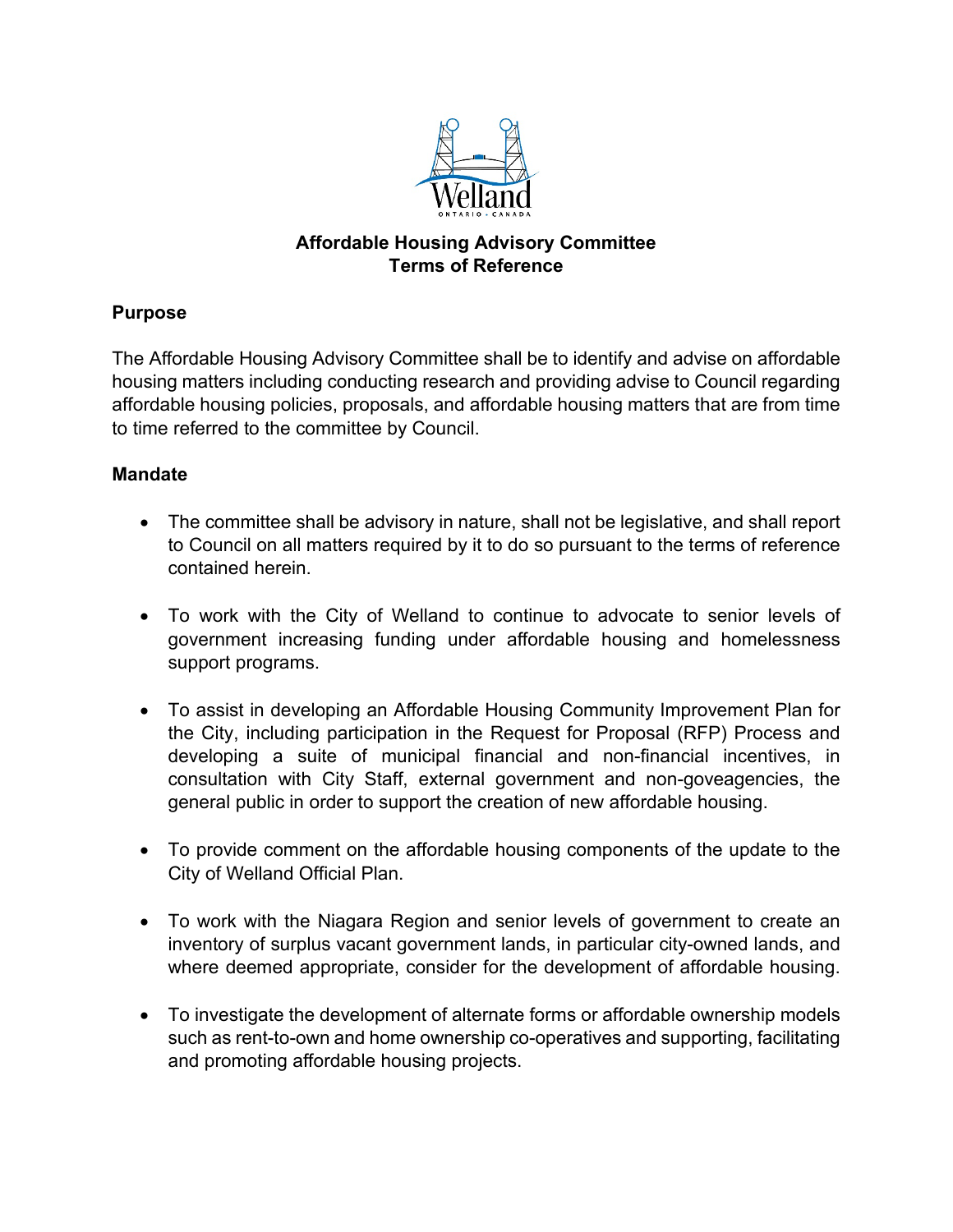# Affordable Housing Advisory Committee
# Terms of Reference

## Purpose

The Affordable Housing Advisory Committee shall be to identify and advise on affordable housing matters including conducting research and providing advise to Council regarding affordable housing policies, proposals, and affordable housing matters that are from time to time referred to the committee by Council.

## Mandate

- The committee shall be advisory in nature, shall not be legislative, and shall report to Council on all matters required by it to do so pursuant to the terms of reference contained herein.
- To work with the City of Welland to continue to advocate to senior levels of government increasing funding under affordable housing and homelessness support programs.
- To assist in developing an Affordable Housing Community Improvement Plan for the City, including participation in the Request for Proposal (RFP) Process and developing a suite of municipal financial and non-financial incentives, in consultation with City Staff, external government and non-goveagencies, the general public in order to support the creation of new affordable housing.
- To provide comment on the affordable housing components of the update to the City of Welland Official Plan.
- To work with the Niagara Region and senior levels of government to create an inventory of surplus vacant government lands, in particular city-owned lands, and where deemed appropriate, consider for the development of affordable housing.
- To investigate the development of alternate forms or affordable ownership models such as rent-to-own and home ownership co-operatives and supporting, facilitating and promoting affordable housing projects.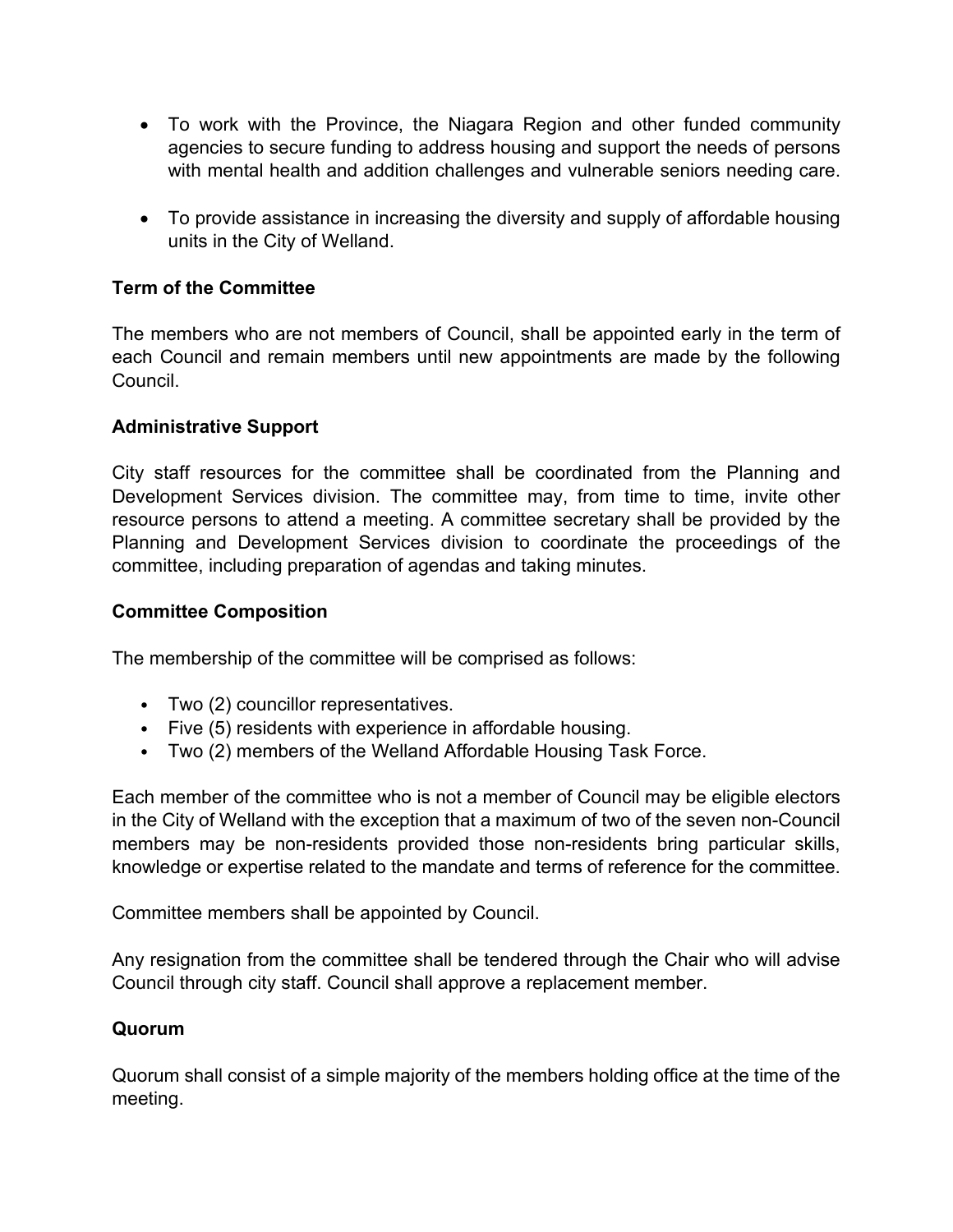- To work with the Province, the Niagara Region and other funded community agencies to secure funding to address housing and support the needs of persons with mental health and addition challenges and vulnerable seniors needing care.

- To provide assistance in increasing the diversity and supply of affordable housing units in the City of Welland.

**Term of the Committee**

The members who are not members of Council, shall be appointed early in the term of each Council and remain members until new appointments are made by the following Council.

**Administrative Support**

City staff resources for the committee shall be coordinated from the Planning and Development Services division. The committee may, from time to time, invite other resource persons to attend a meeting. A committee secretary shall be provided by the Planning and Development Services division to coordinate the proceedings of the committee, including preparation of agendas and taking minutes.

**Committee Composition**

The membership of the committee will be comprised as follows:

- Two (2) councillor representatives.
- Five (5) residents with experience in affordable housing.
- Two (2) members of the Welland Affordable Housing Task Force.

Each member of the committee who is not a member of Council may be eligible electors in the City of Welland with the exception that a maximum of two of the seven non-Council members may be non-residents provided those non-residents bring particular skills, knowledge or expertise related to the mandate and terms of reference for the committee.

Committee members shall be appointed by Council.

Any resignation from the committee shall be tendered through the Chair who will advise Council through city staff. Council shall approve a replacement member.

**Quorum**

Quorum shall consist of a simple majority of the members holding office at the time of the meeting.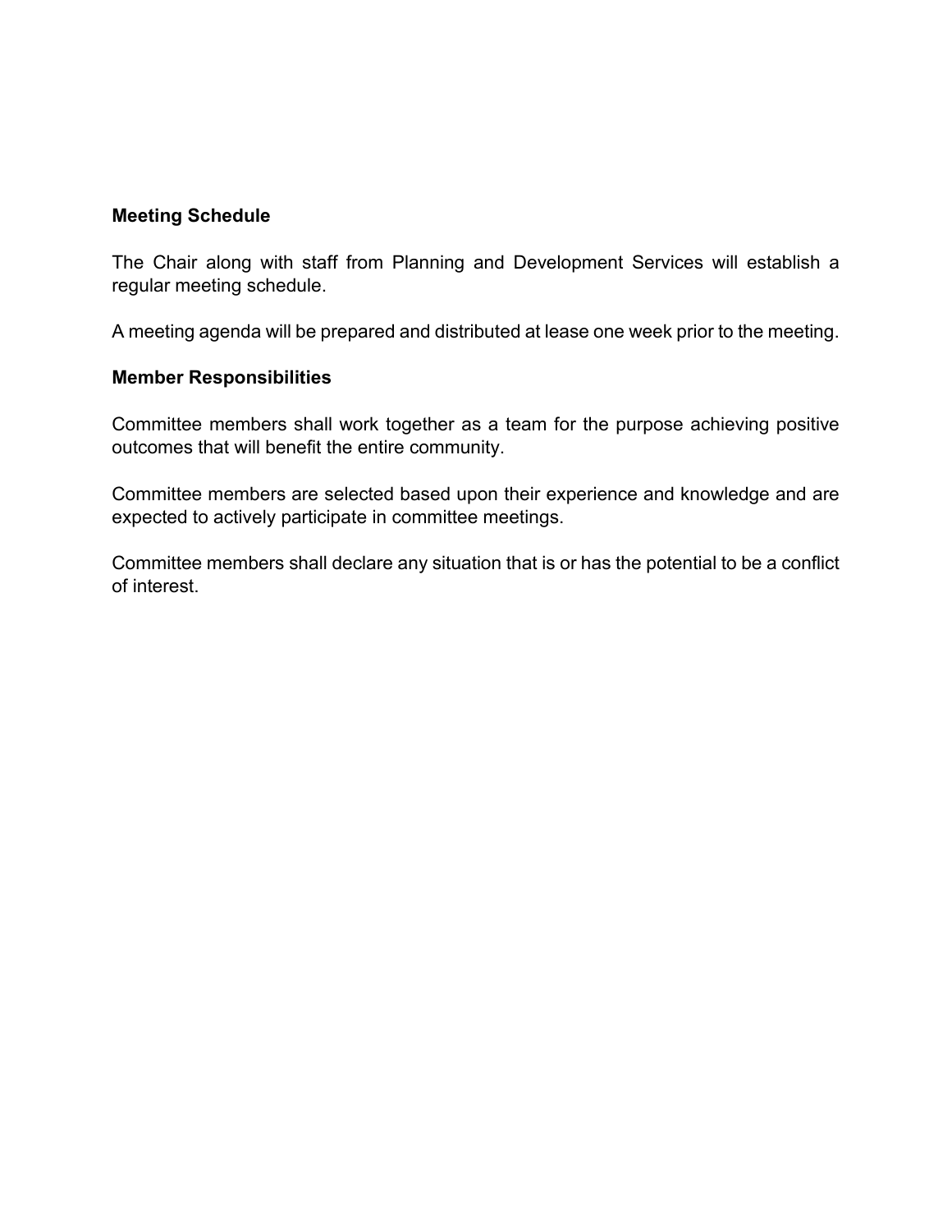**Meeting Schedule**

The Chair along with staff from Planning and Development Services will establish a regular meeting schedule.

A meeting agenda will be prepared and distributed at lease one week prior to the meeting.

**Member Responsibilities**

Committee members shall work together as a team for the purpose achieving positive outcomes that will benefit the entire community.

Committee members are selected based upon their experience and knowledge and are expected to actively participate in committee meetings.

Committee members shall declare any situation that is or has the potential to be a conflict of interest.